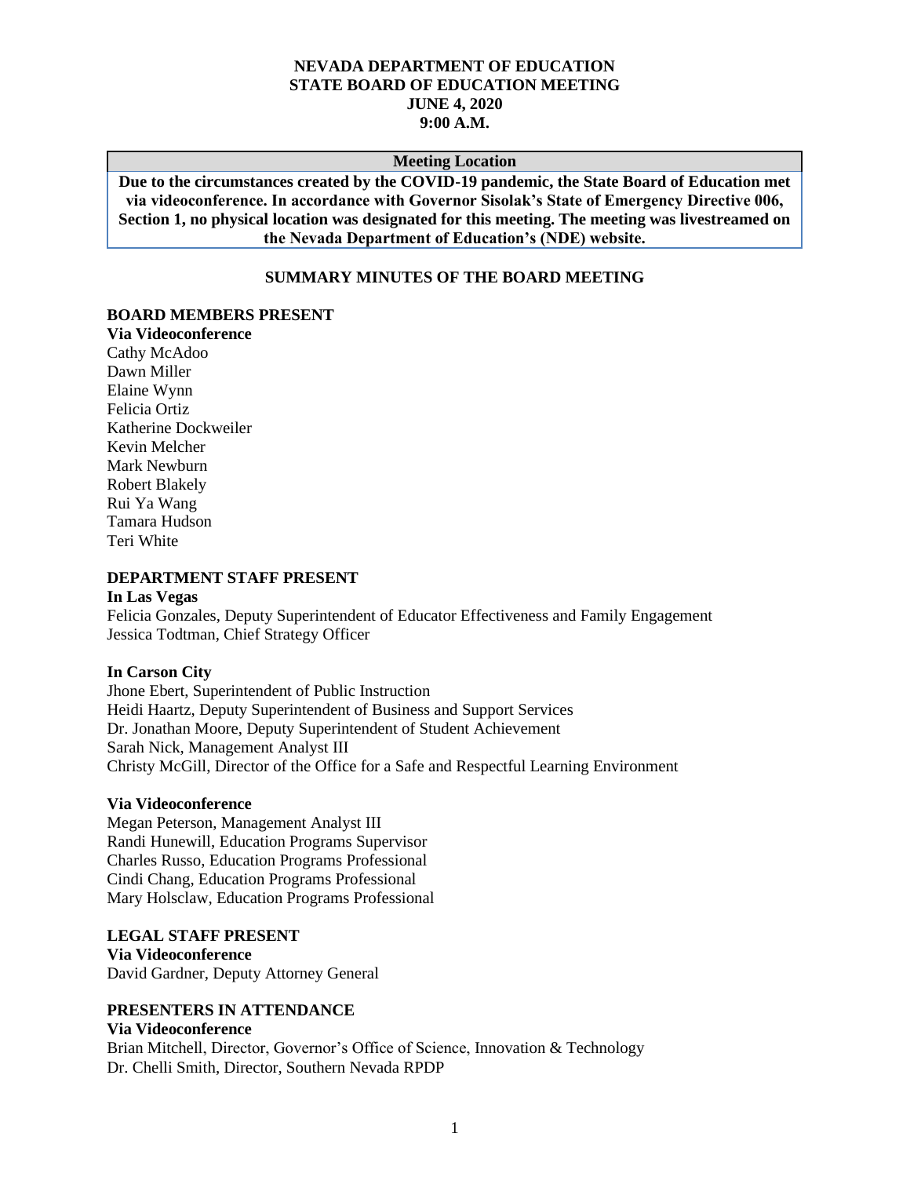# NEVADA DEPARTMENT OF EDUCATION
# STATE BOARD OF EDUCATION MEETING
# JUNE 4, 2020
# 9:00 A.M.

| Meeting Location |
| --- |
| **Due to the circumstances created by the COVID-19 pandemic, the State Board of Education met via videoconference. In accordance with Governor Sisolak's State of Emergency Directive 006, Section 1, no physical location was designated for this meeting. The meeting was livestreamed on the Nevada Department of Education's (NDE) website.** |

## SUMMARY MINUTES OF THE BOARD MEETING

### BOARD MEMBERS PRESENT

**Via Videoconference**

Cathy McAdoo
Dawn Miller
Elaine Wynn
Felicia Ortiz
Katherine Dockweiler
Kevin Melcher
Mark Newburn
Robert Blakely
Rui Ya Wang
Tamara Hudson
Teri White

### DEPARTMENT STAFF PRESENT

**In Las Vegas**

Felicia Gonzales, Deputy Superintendent of Educator Effectiveness and Family Engagement
Jessica Todtman, Chief Strategy Officer

**In Carson City**

Jhone Ebert, Superintendent of Public Instruction
Heidi Haartz, Deputy Superintendent of Business and Support Services
Dr. Jonathan Moore, Deputy Superintendent of Student Achievement
Sarah Nick, Management Analyst III
Christy McGill, Director of the Office for a Safe and Respectful Learning Environment

**Via Videoconference**

Megan Peterson, Management Analyst III
Randi Hunewill, Education Programs Supervisor
Charles Russo, Education Programs Professional
Cindi Chang, Education Programs Professional
Mary Holsclaw, Education Programs Professional

### LEGAL STAFF PRESENT

**Via Videoconference**

David Gardner, Deputy Attorney General

### PRESENTERS IN ATTENDANCE

**Via Videoconference**

Brian Mitchell, Director, Governor's Office of Science, Innovation & Technology
Dr. Chelli Smith, Director, Southern Nevada RPDP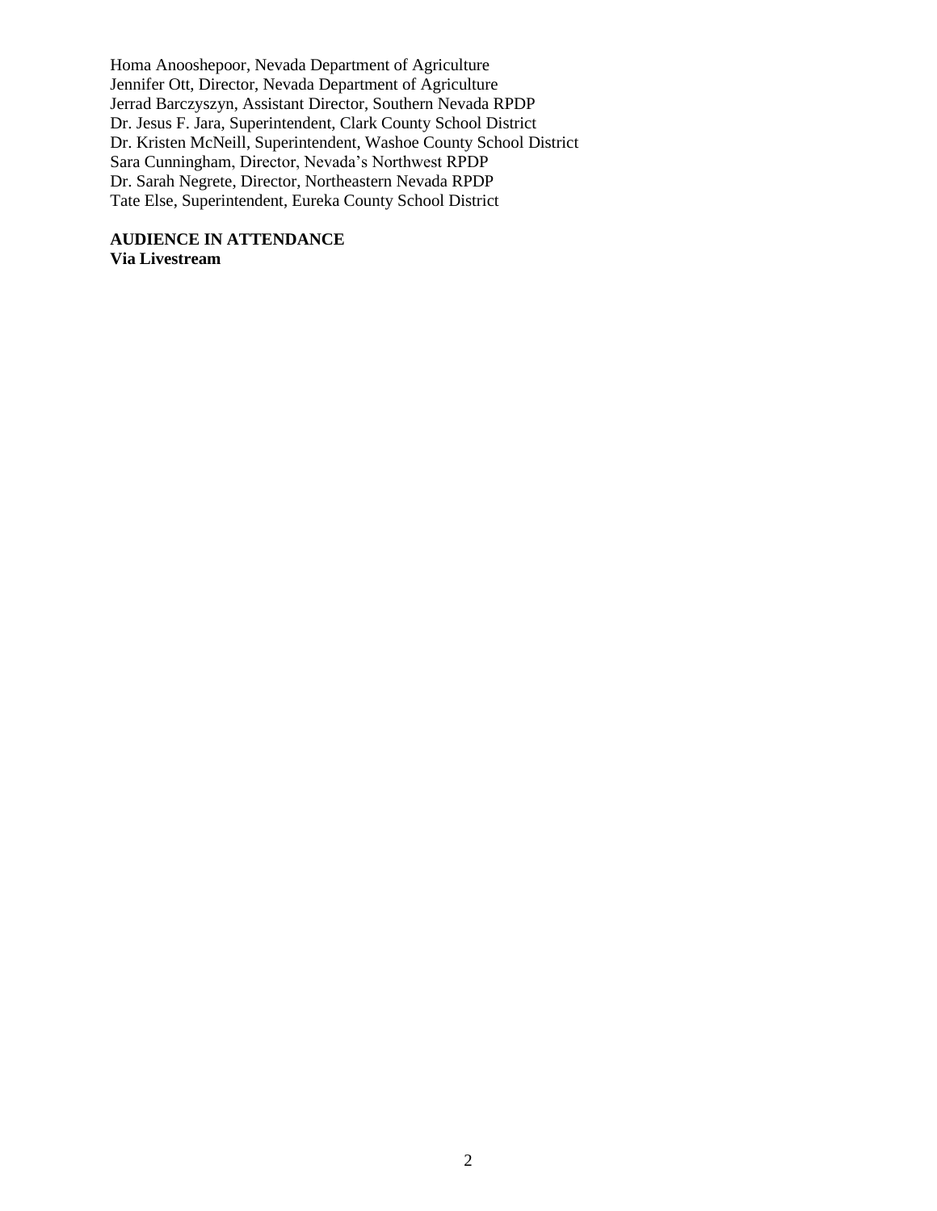Homa Anooshepoor, Nevada Department of Agriculture
Jennifer Ott, Director, Nevada Department of Agriculture
Jerrad Barczyszyn, Assistant Director, Southern Nevada RPDP
Dr. Jesus F. Jara, Superintendent, Clark County School District
Dr. Kristen McNeill, Superintendent, Washoe County School District
Sara Cunningham, Director, Nevada's Northwest RPDP
Dr. Sarah Negrete, Director, Northeastern Nevada RPDP
Tate Else, Superintendent, Eureka County School District

**AUDIENCE IN ATTENDANCE**
**Via Livestream**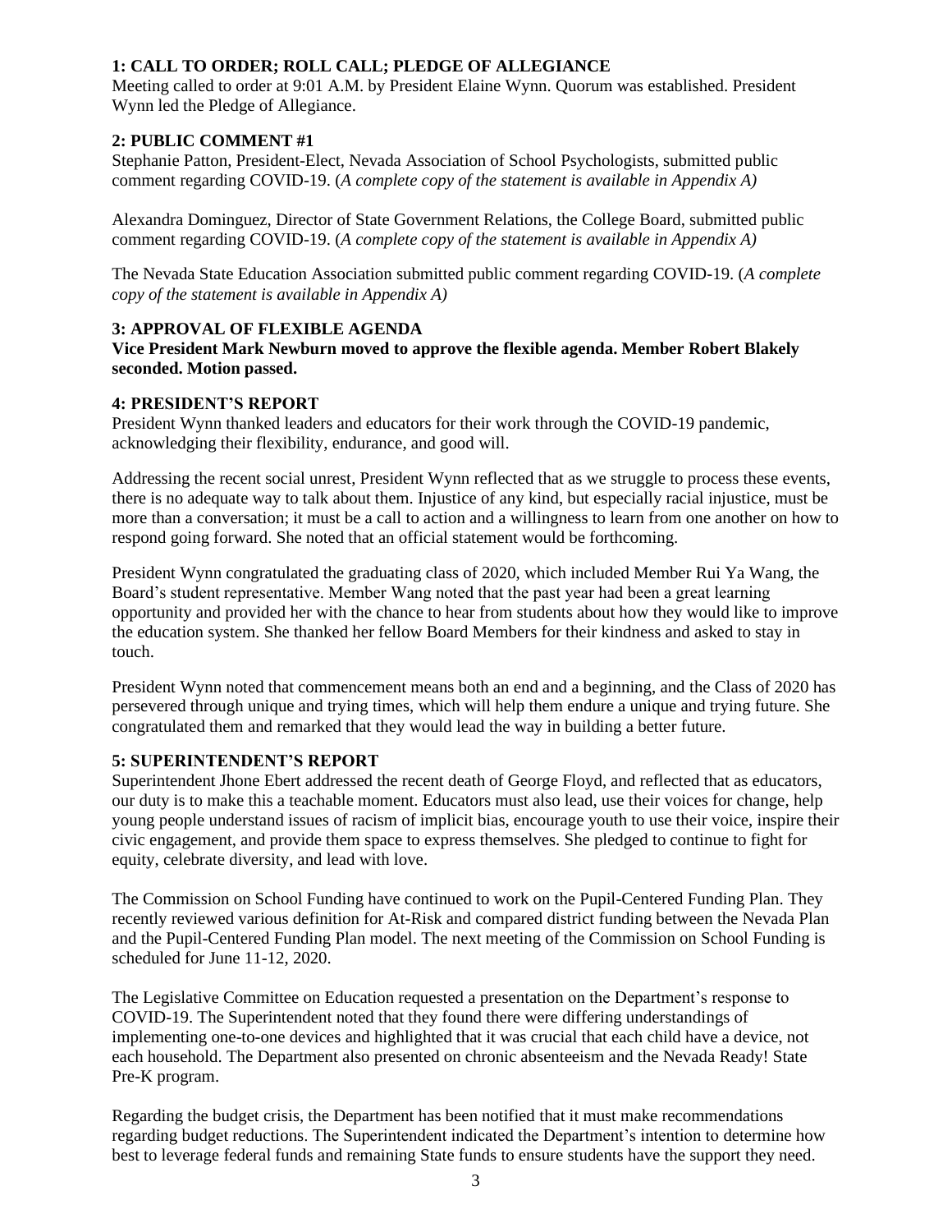### 1: CALL TO ORDER; ROLL CALL; PLEDGE OF ALLEGIANCE

Meeting called to order at 9:01 A.M. by President Elaine Wynn. Quorum was established. President Wynn led the Pledge of Allegiance.

### 2: PUBLIC COMMENT #1

Stephanie Patton, President-Elect, Nevada Association of School Psychologists, submitted public comment regarding COVID-19. (*A complete copy of the statement is available in Appendix A)*

Alexandra Dominguez, Director of State Government Relations, the College Board, submitted public comment regarding COVID-19. (*A complete copy of the statement is available in Appendix A)*

The Nevada State Education Association submitted public comment regarding COVID-19. (*A complete copy of the statement is available in Appendix A)*

### 3: APPROVAL OF FLEXIBLE AGENDA

**Vice President Mark Newburn moved to approve the flexible agenda. Member Robert Blakely seconded. Motion passed.**

### 4: PRESIDENT'S REPORT

President Wynn thanked leaders and educators for their work through the COVID-19 pandemic, acknowledging their flexibility, endurance, and good will.

Addressing the recent social unrest, President Wynn reflected that as we struggle to process these events, there is no adequate way to talk about them. Injustice of any kind, but especially racial injustice, must be more than a conversation; it must be a call to action and a willingness to learn from one another on how to respond going forward. She noted that an official statement would be forthcoming.

President Wynn congratulated the graduating class of 2020, which included Member Rui Ya Wang, the Board's student representative. Member Wang noted that the past year had been a great learning opportunity and provided her with the chance to hear from students about how they would like to improve the education system. She thanked her fellow Board Members for their kindness and asked to stay in touch.

President Wynn noted that commencement means both an end and a beginning, and the Class of 2020 has persevered through unique and trying times, which will help them endure a unique and trying future. She congratulated them and remarked that they would lead the way in building a better future.

### 5: SUPERINTENDENT'S REPORT

Superintendent Jhone Ebert addressed the recent death of George Floyd, and reflected that as educators, our duty is to make this a teachable moment. Educators must also lead, use their voices for change, help young people understand issues of racism of implicit bias, encourage youth to use their voice, inspire their civic engagement, and provide them space to express themselves. She pledged to continue to fight for equity, celebrate diversity, and lead with love.

The Commission on School Funding have continued to work on the Pupil-Centered Funding Plan. They recently reviewed various definition for At-Risk and compared district funding between the Nevada Plan and the Pupil-Centered Funding Plan model. The next meeting of the Commission on School Funding is scheduled for June 11-12, 2020.

The Legislative Committee on Education requested a presentation on the Department's response to COVID-19. The Superintendent noted that they found there were differing understandings of implementing one-to-one devices and highlighted that it was crucial that each child have a device, not each household. The Department also presented on chronic absenteeism and the Nevada Ready! State Pre-K program.

Regarding the budget crisis, the Department has been notified that it must make recommendations regarding budget reductions. The Superintendent indicated the Department's intention to determine how best to leverage federal funds and remaining State funds to ensure students have the support they need.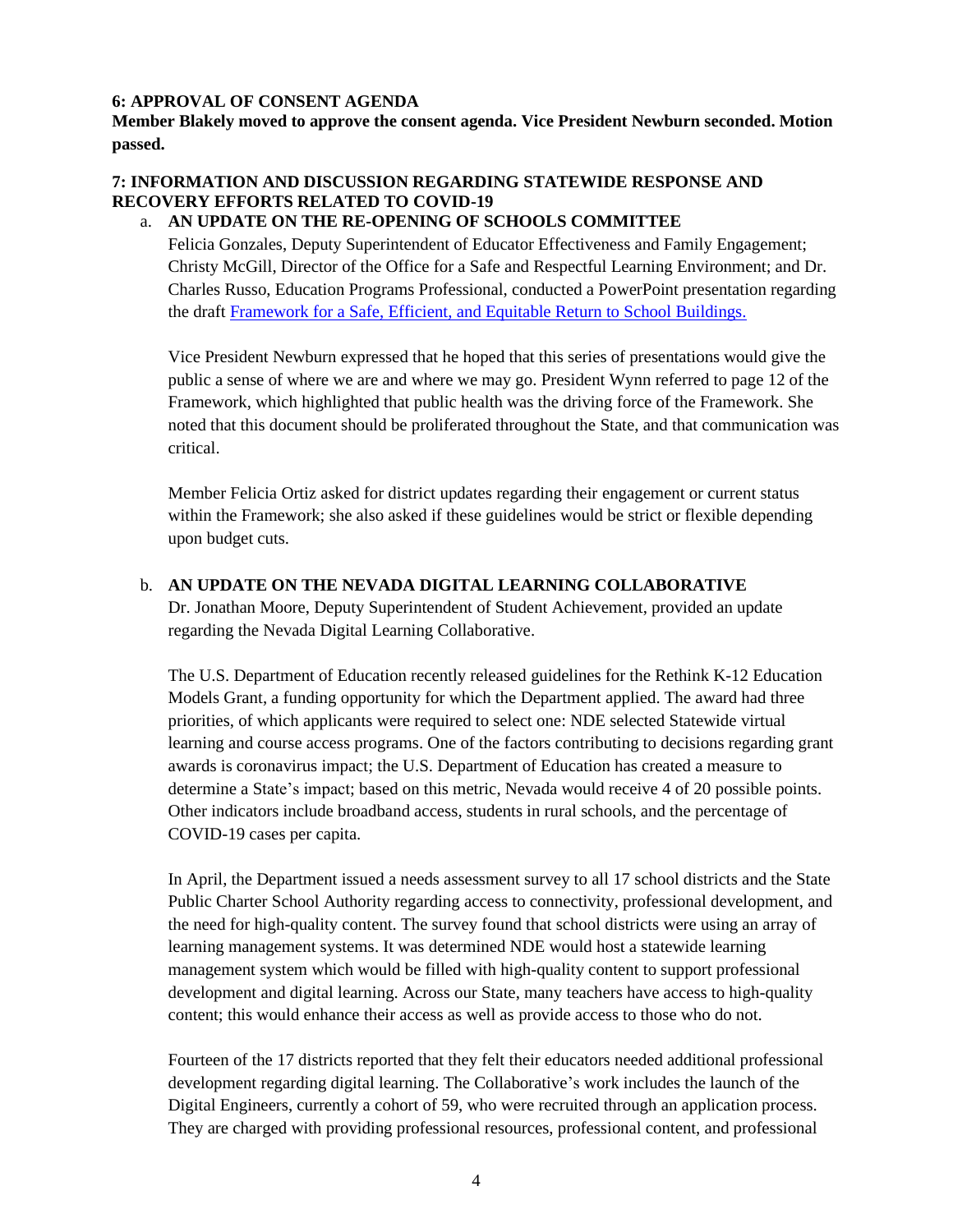**6: APPROVAL OF CONSENT AGENDA**

**Member Blakely moved to approve the consent agenda. Vice President Newburn seconded. Motion passed.**

**7: INFORMATION AND DISCUSSION REGARDING STATEWIDE RESPONSE AND RECOVERY EFFORTS RELATED TO COVID-19**

a. **AN UPDATE ON THE RE-OPENING OF SCHOOLS COMMITTEE**

Felicia Gonzales, Deputy Superintendent of Educator Effectiveness and Family Engagement; Christy McGill, Director of the Office for a Safe and Respectful Learning Environment; and Dr. Charles Russo, Education Programs Professional, conducted a PowerPoint presentation regarding the draft Framework for a Safe, Efficient, and Equitable Return to School Buildings.

Vice President Newburn expressed that he hoped that this series of presentations would give the public a sense of where we are and where we may go. President Wynn referred to page 12 of the Framework, which highlighted that public health was the driving force of the Framework. She noted that this document should be proliferated throughout the State, and that communication was critical.

Member Felicia Ortiz asked for district updates regarding their engagement or current status within the Framework; she also asked if these guidelines would be strict or flexible depending upon budget cuts.

b. **AN UPDATE ON THE NEVADA DIGITAL LEARNING COLLABORATIVE**

Dr. Jonathan Moore, Deputy Superintendent of Student Achievement, provided an update regarding the Nevada Digital Learning Collaborative.

The U.S. Department of Education recently released guidelines for the Rethink K-12 Education Models Grant, a funding opportunity for which the Department applied. The award had three priorities, of which applicants were required to select one: NDE selected Statewide virtual learning and course access programs. One of the factors contributing to decisions regarding grant awards is coronavirus impact; the U.S. Department of Education has created a measure to determine a State's impact; based on this metric, Nevada would receive 4 of 20 possible points. Other indicators include broadband access, students in rural schools, and the percentage of COVID-19 cases per capita.

In April, the Department issued a needs assessment survey to all 17 school districts and the State Public Charter School Authority regarding access to connectivity, professional development, and the need for high-quality content. The survey found that school districts were using an array of learning management systems. It was determined NDE would host a statewide learning management system which would be filled with high-quality content to support professional development and digital learning. Across our State, many teachers have access to high-quality content; this would enhance their access as well as provide access to those who do not.

Fourteen of the 17 districts reported that they felt their educators needed additional professional development regarding digital learning. The Collaborative's work includes the launch of the Digital Engineers, currently a cohort of 59, who were recruited through an application process. They are charged with providing professional resources, professional content, and professional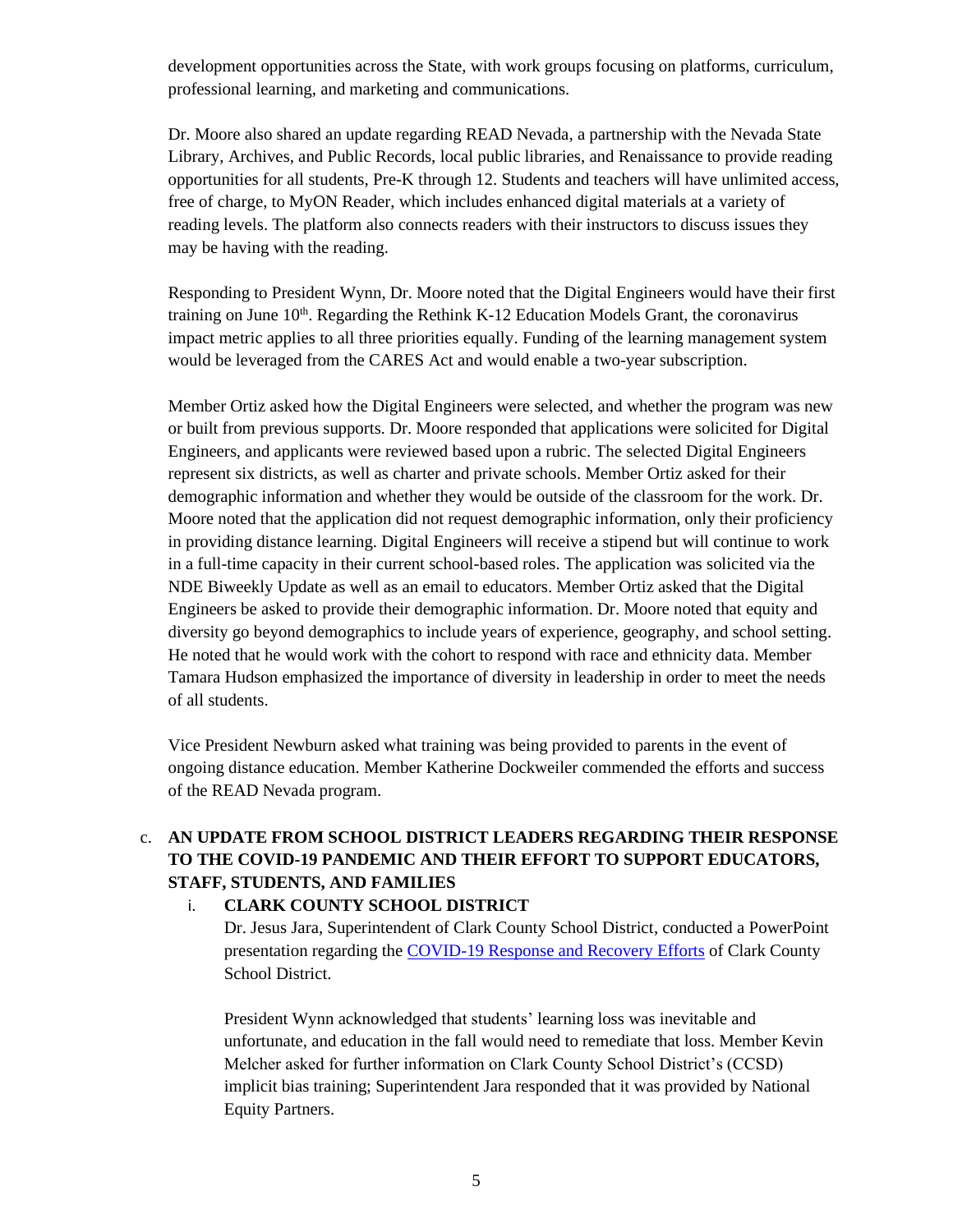development opportunities across the State, with work groups focusing on platforms, curriculum, professional learning, and marketing and communications.

Dr. Moore also shared an update regarding READ Nevada, a partnership with the Nevada State Library, Archives, and Public Records, local public libraries, and Renaissance to provide reading opportunities for all students, Pre-K through 12. Students and teachers will have unlimited access, free of charge, to MyON Reader, which includes enhanced digital materials at a variety of reading levels. The platform also connects readers with their instructors to discuss issues they may be having with the reading.

Responding to President Wynn, Dr. Moore noted that the Digital Engineers would have their first training on June 10th. Regarding the Rethink K-12 Education Models Grant, the coronavirus impact metric applies to all three priorities equally. Funding of the learning management system would be leveraged from the CARES Act and would enable a two-year subscription.

Member Ortiz asked how the Digital Engineers were selected, and whether the program was new or built from previous supports. Dr. Moore responded that applications were solicited for Digital Engineers, and applicants were reviewed based upon a rubric. The selected Digital Engineers represent six districts, as well as charter and private schools. Member Ortiz asked for their demographic information and whether they would be outside of the classroom for the work. Dr. Moore noted that the application did not request demographic information, only their proficiency in providing distance learning. Digital Engineers will receive a stipend but will continue to work in a full-time capacity in their current school-based roles. The application was solicited via the NDE Biweekly Update as well as an email to educators. Member Ortiz asked that the Digital Engineers be asked to provide their demographic information. Dr. Moore noted that equity and diversity go beyond demographics to include years of experience, geography, and school setting. He noted that he would work with the cohort to respond with race and ethnicity data. Member Tamara Hudson emphasized the importance of diversity in leadership in order to meet the needs of all students.

Vice President Newburn asked what training was being provided to parents in the event of ongoing distance education. Member Katherine Dockweiler commended the efforts and success of the READ Nevada program.

c. **AN UPDATE FROM SCHOOL DISTRICT LEADERS REGARDING THEIR RESPONSE TO THE COVID-19 PANDEMIC AND THEIR EFFORT TO SUPPORT EDUCATORS, STAFF, STUDENTS, AND FAMILIES**

   i. **CLARK COUNTY SCHOOL DISTRICT**

   Dr. Jesus Jara, Superintendent of Clark County School District, conducted a PowerPoint presentation regarding the COVID-19 Response and Recovery Efforts of Clark County School District.

   President Wynn acknowledged that students' learning loss was inevitable and unfortunate, and education in the fall would need to remediate that loss. Member Kevin Melcher asked for further information on Clark County School District's (CCSD) implicit bias training; Superintendent Jara responded that it was provided by National Equity Partners.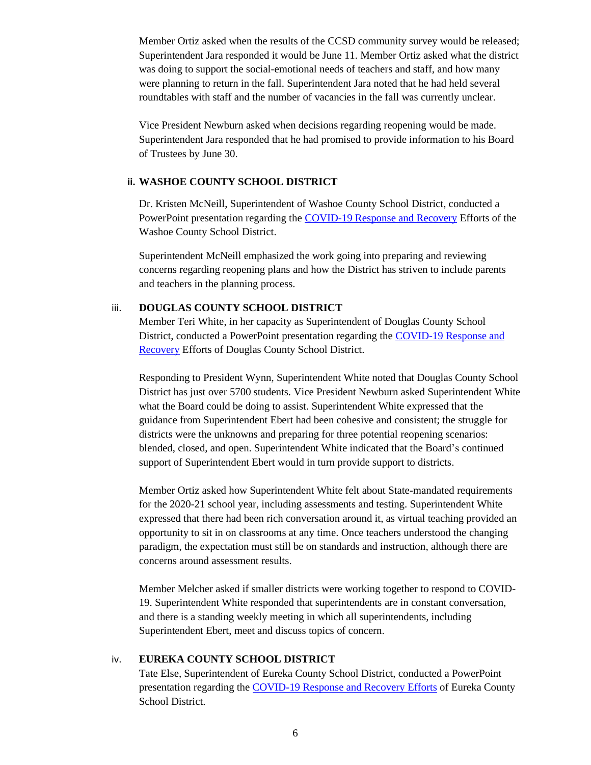Member Ortiz asked when the results of the CCSD community survey would be released; Superintendent Jara responded it would be June 11. Member Ortiz asked what the district was doing to support the social-emotional needs of teachers and staff, and how many were planning to return in the fall. Superintendent Jara noted that he had held several roundtables with staff and the number of vacancies in the fall was currently unclear.

Vice President Newburn asked when decisions regarding reopening would be made. Superintendent Jara responded that he had promised to provide information to his Board of Trustees by June 30.

### ii. WASHOE COUNTY SCHOOL DISTRICT

Dr. Kristen McNeill, Superintendent of Washoe County School District, conducted a PowerPoint presentation regarding the COVID-19 Response and Recovery Efforts of the Washoe County School District.

Superintendent McNeill emphasized the work going into preparing and reviewing concerns regarding reopening plans and how the District has striven to include parents and teachers in the planning process.

### iii. DOUGLAS COUNTY SCHOOL DISTRICT

Member Teri White, in her capacity as Superintendent of Douglas County School District, conducted a PowerPoint presentation regarding the COVID-19 Response and Recovery Efforts of Douglas County School District.

Responding to President Wynn, Superintendent White noted that Douglas County School District has just over 5700 students. Vice President Newburn asked Superintendent White what the Board could be doing to assist. Superintendent White expressed that the guidance from Superintendent Ebert had been cohesive and consistent; the struggle for districts were the unknowns and preparing for three potential reopening scenarios: blended, closed, and open. Superintendent White indicated that the Board's continued support of Superintendent Ebert would in turn provide support to districts.

Member Ortiz asked how Superintendent White felt about State-mandated requirements for the 2020-21 school year, including assessments and testing. Superintendent White expressed that there had been rich conversation around it, as virtual teaching provided an opportunity to sit in on classrooms at any time. Once teachers understood the changing paradigm, the expectation must still be on standards and instruction, although there are concerns around assessment results.

Member Melcher asked if smaller districts were working together to respond to COVID-19. Superintendent White responded that superintendents are in constant conversation, and there is a standing weekly meeting in which all superintendents, including Superintendent Ebert, meet and discuss topics of concern.

### iv. EUREKA COUNTY SCHOOL DISTRICT

Tate Else, Superintendent of Eureka County School District, conducted a PowerPoint presentation regarding the COVID-19 Response and Recovery Efforts of Eureka County School District.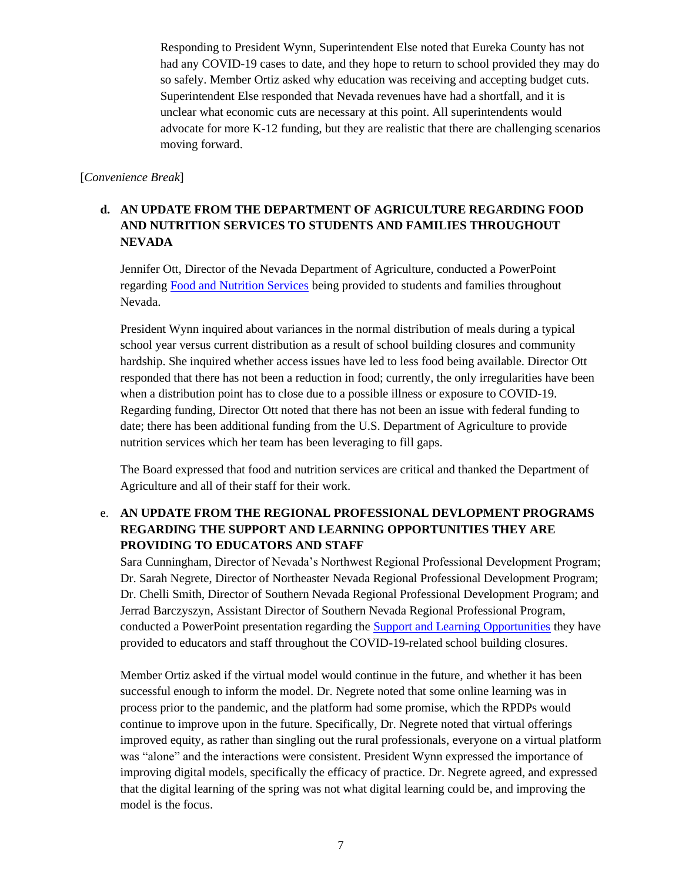Responding to President Wynn, Superintendent Else noted that Eureka County has not had any COVID-19 cases to date, and they hope to return to school provided they may do so safely. Member Ortiz asked why education was receiving and accepting budget cuts. Superintendent Else responded that Nevada revenues have had a shortfall, and it is unclear what economic cuts are necessary at this point. All superintendents would advocate for more K-12 funding, but they are realistic that there are challenging scenarios moving forward.

[*Convenience Break*]

**d. AN UPDATE FROM THE DEPARTMENT OF AGRICULTURE REGARDING FOOD AND NUTRITION SERVICES TO STUDENTS AND FAMILIES THROUGHOUT NEVADA**

Jennifer Ott, Director of the Nevada Department of Agriculture, conducted a PowerPoint regarding Food and Nutrition Services being provided to students and families throughout Nevada.

President Wynn inquired about variances in the normal distribution of meals during a typical school year versus current distribution as a result of school building closures and community hardship. She inquired whether access issues have led to less food being available. Director Ott responded that there has not been a reduction in food; currently, the only irregularities have been when a distribution point has to close due to a possible illness or exposure to COVID-19. Regarding funding, Director Ott noted that there has not been an issue with federal funding to date; there has been additional funding from the U.S. Department of Agriculture to provide nutrition services which her team has been leveraging to fill gaps.

The Board expressed that food and nutrition services are critical and thanked the Department of Agriculture and all of their staff for their work.

e. **AN UPDATE FROM THE REGIONAL PROFESSIONAL DEVLOPMENT PROGRAMS REGARDING THE SUPPORT AND LEARNING OPPORTUNITIES THEY ARE PROVIDING TO EDUCATORS AND STAFF**

Sara Cunningham, Director of Nevada's Northwest Regional Professional Development Program; Dr. Sarah Negrete, Director of Northeaster Nevada Regional Professional Development Program; Dr. Chelli Smith, Director of Southern Nevada Regional Professional Development Program; and Jerrad Barczyszyn, Assistant Director of Southern Nevada Regional Professional Program, conducted a PowerPoint presentation regarding the Support and Learning Opportunities they have provided to educators and staff throughout the COVID-19-related school building closures.

Member Ortiz asked if the virtual model would continue in the future, and whether it has been successful enough to inform the model. Dr. Negrete noted that some online learning was in process prior to the pandemic, and the platform had some promise, which the RPDPs would continue to improve upon in the future. Specifically, Dr. Negrete noted that virtual offerings improved equity, as rather than singling out the rural professionals, everyone on a virtual platform was "alone" and the interactions were consistent. President Wynn expressed the importance of improving digital models, specifically the efficacy of practice. Dr. Negrete agreed, and expressed that the digital learning of the spring was not what digital learning could be, and improving the model is the focus.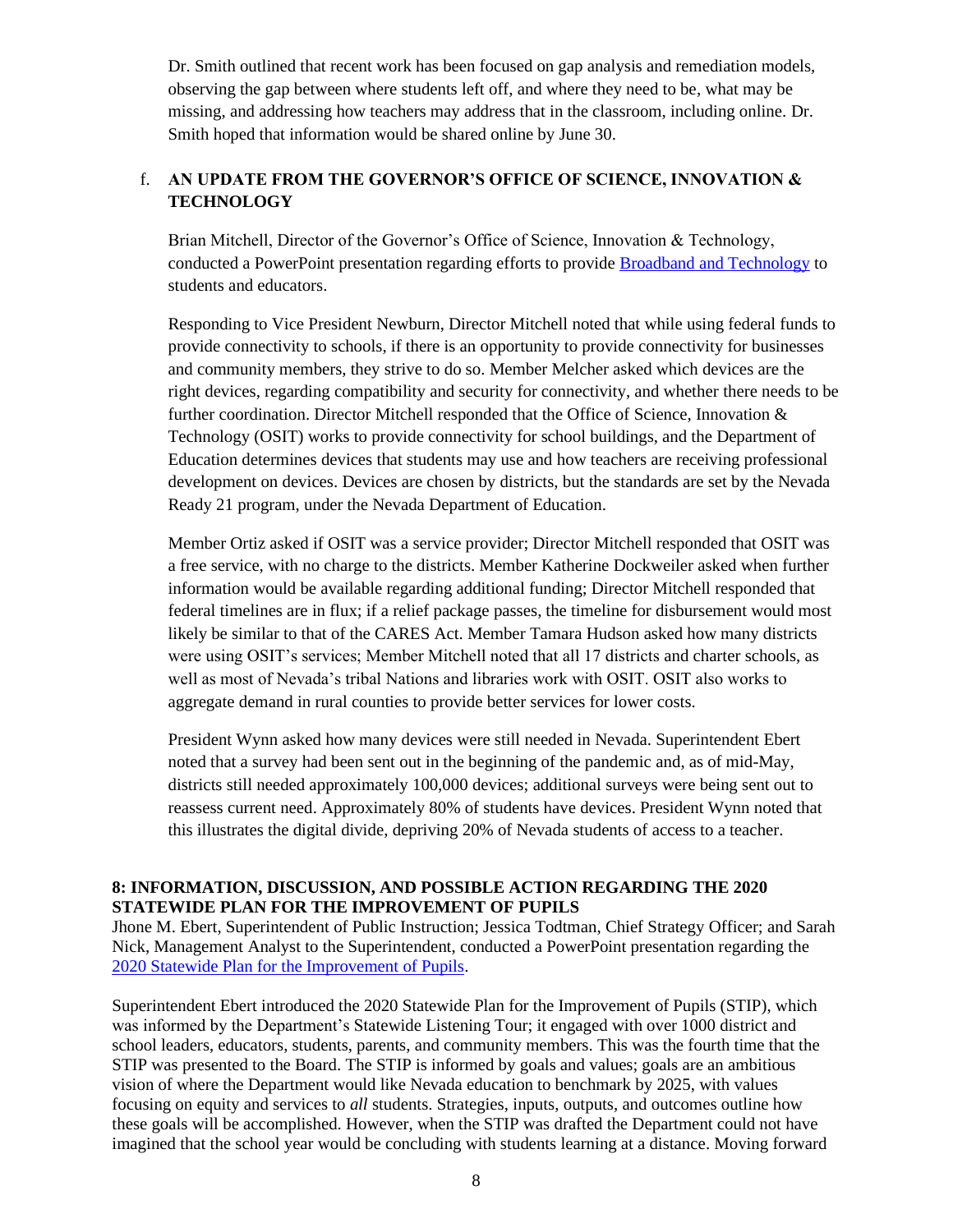Dr. Smith outlined that recent work has been focused on gap analysis and remediation models, observing the gap between where students left off, and where they need to be, what may be missing, and addressing how teachers may address that in the classroom, including online. Dr. Smith hoped that information would be shared online by June 30.

f. **AN UPDATE FROM THE GOVERNOR'S OFFICE OF SCIENCE, INNOVATION & TECHNOLOGY**

Brian Mitchell, Director of the Governor's Office of Science, Innovation & Technology, conducted a PowerPoint presentation regarding efforts to provide [Broadband and Technology] to students and educators.

Responding to Vice President Newburn, Director Mitchell noted that while using federal funds to provide connectivity to schools, if there is an opportunity to provide connectivity for businesses and community members, they strive to do so. Member Melcher asked which devices are the right devices, regarding compatibility and security for connectivity, and whether there needs to be further coordination. Director Mitchell responded that the Office of Science, Innovation & Technology (OSIT) works to provide connectivity for school buildings, and the Department of Education determines devices that students may use and how teachers are receiving professional development on devices. Devices are chosen by districts, but the standards are set by the Nevada Ready 21 program, under the Nevada Department of Education.

Member Ortiz asked if OSIT was a service provider; Director Mitchell responded that OSIT was a free service, with no charge to the districts. Member Katherine Dockweiler asked when further information would be available regarding additional funding; Director Mitchell responded that federal timelines are in flux; if a relief package passes, the timeline for disbursement would most likely be similar to that of the CARES Act. Member Tamara Hudson asked how many districts were using OSIT's services; Member Mitchell noted that all 17 districts and charter schools, as well as most of Nevada's tribal Nations and libraries work with OSIT. OSIT also works to aggregate demand in rural counties to provide better services for lower costs.

President Wynn asked how many devices were still needed in Nevada. Superintendent Ebert noted that a survey had been sent out in the beginning of the pandemic and, as of mid-May, districts still needed approximately 100,000 devices; additional surveys were being sent out to reassess current need. Approximately 80% of students have devices. President Wynn noted that this illustrates the digital divide, depriving 20% of Nevada students of access to a teacher.

**8: INFORMATION, DISCUSSION, AND POSSIBLE ACTION REGARDING THE 2020 STATEWIDE PLAN FOR THE IMPROVEMENT OF PUPILS**

Jhone M. Ebert, Superintendent of Public Instruction; Jessica Todtman, Chief Strategy Officer; and Sarah Nick, Management Analyst to the Superintendent, conducted a PowerPoint presentation regarding the [2020 Statewide Plan for the Improvement of Pupils].

Superintendent Ebert introduced the 2020 Statewide Plan for the Improvement of Pupils (STIP), which was informed by the Department's Statewide Listening Tour; it engaged with over 1000 district and school leaders, educators, students, parents, and community members. This was the fourth time that the STIP was presented to the Board. The STIP is informed by goals and values; goals are an ambitious vision of where the Department would like Nevada education to benchmark by 2025, with values focusing on equity and services to *all* students. Strategies, inputs, outputs, and outcomes outline how these goals will be accomplished. However, when the STIP was drafted the Department could not have imagined that the school year would be concluding with students learning at a distance. Moving forward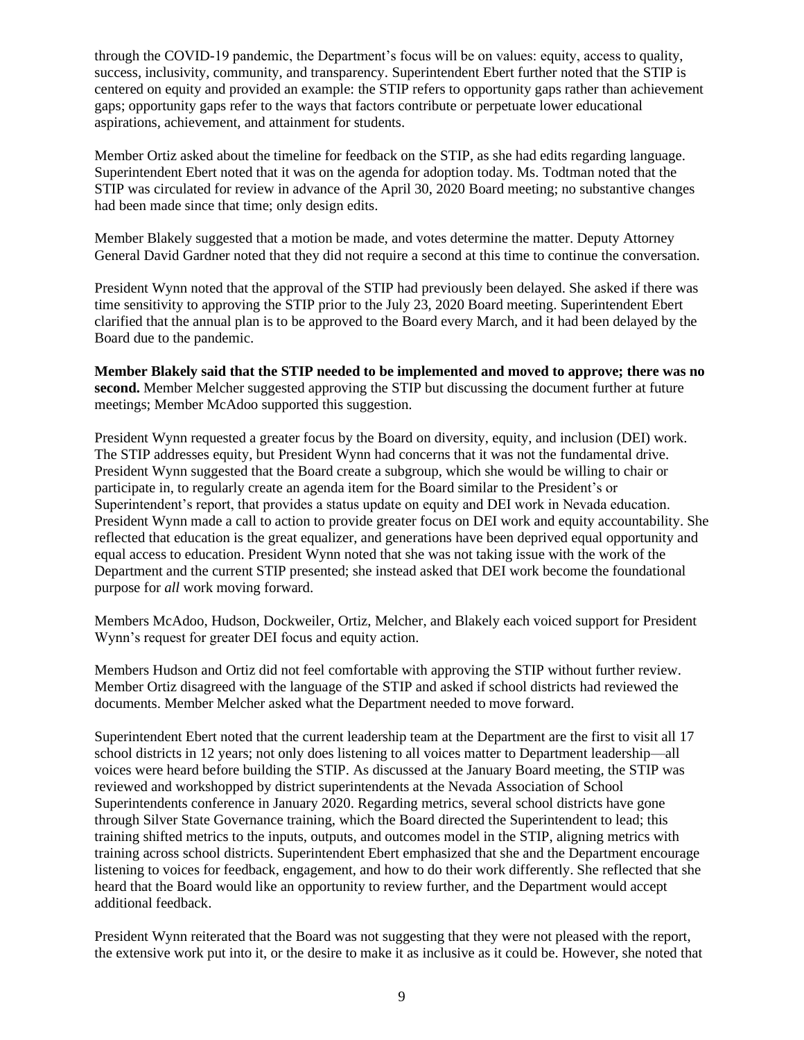through the COVID-19 pandemic, the Department's focus will be on values: equity, access to quality, success, inclusivity, community, and transparency. Superintendent Ebert further noted that the STIP is centered on equity and provided an example: the STIP refers to opportunity gaps rather than achievement gaps; opportunity gaps refer to the ways that factors contribute or perpetuate lower educational aspirations, achievement, and attainment for students.

Member Ortiz asked about the timeline for feedback on the STIP, as she had edits regarding language. Superintendent Ebert noted that it was on the agenda for adoption today. Ms. Todtman noted that the STIP was circulated for review in advance of the April 30, 2020 Board meeting; no substantive changes had been made since that time; only design edits.

Member Blakely suggested that a motion be made, and votes determine the matter. Deputy Attorney General David Gardner noted that they did not require a second at this time to continue the conversation.

President Wynn noted that the approval of the STIP had previously been delayed. She asked if there was time sensitivity to approving the STIP prior to the July 23, 2020 Board meeting. Superintendent Ebert clarified that the annual plan is to be approved to the Board every March, and it had been delayed by the Board due to the pandemic.

**Member Blakely said that the STIP needed to be implemented and moved to approve; there was no second.** Member Melcher suggested approving the STIP but discussing the document further at future meetings; Member McAdoo supported this suggestion.

President Wynn requested a greater focus by the Board on diversity, equity, and inclusion (DEI) work. The STIP addresses equity, but President Wynn had concerns that it was not the fundamental drive. President Wynn suggested that the Board create a subgroup, which she would be willing to chair or participate in, to regularly create an agenda item for the Board similar to the President's or Superintendent's report, that provides a status update on equity and DEI work in Nevada education. President Wynn made a call to action to provide greater focus on DEI work and equity accountability. She reflected that education is the great equalizer, and generations have been deprived equal opportunity and equal access to education. President Wynn noted that she was not taking issue with the work of the Department and the current STIP presented; she instead asked that DEI work become the foundational purpose for *all* work moving forward.

Members McAdoo, Hudson, Dockweiler, Ortiz, Melcher, and Blakely each voiced support for President Wynn's request for greater DEI focus and equity action.

Members Hudson and Ortiz did not feel comfortable with approving the STIP without further review. Member Ortiz disagreed with the language of the STIP and asked if school districts had reviewed the documents. Member Melcher asked what the Department needed to move forward.

Superintendent Ebert noted that the current leadership team at the Department are the first to visit all 17 school districts in 12 years; not only does listening to all voices matter to Department leadership—all voices were heard before building the STIP. As discussed at the January Board meeting, the STIP was reviewed and workshopped by district superintendents at the Nevada Association of School Superintendents conference in January 2020. Regarding metrics, several school districts have gone through Silver State Governance training, which the Board directed the Superintendent to lead; this training shifted metrics to the inputs, outputs, and outcomes model in the STIP, aligning metrics with training across school districts. Superintendent Ebert emphasized that she and the Department encourage listening to voices for feedback, engagement, and how to do their work differently. She reflected that she heard that the Board would like an opportunity to review further, and the Department would accept additional feedback.

President Wynn reiterated that the Board was not suggesting that they were not pleased with the report, the extensive work put into it, or the desire to make it as inclusive as it could be. However, she noted that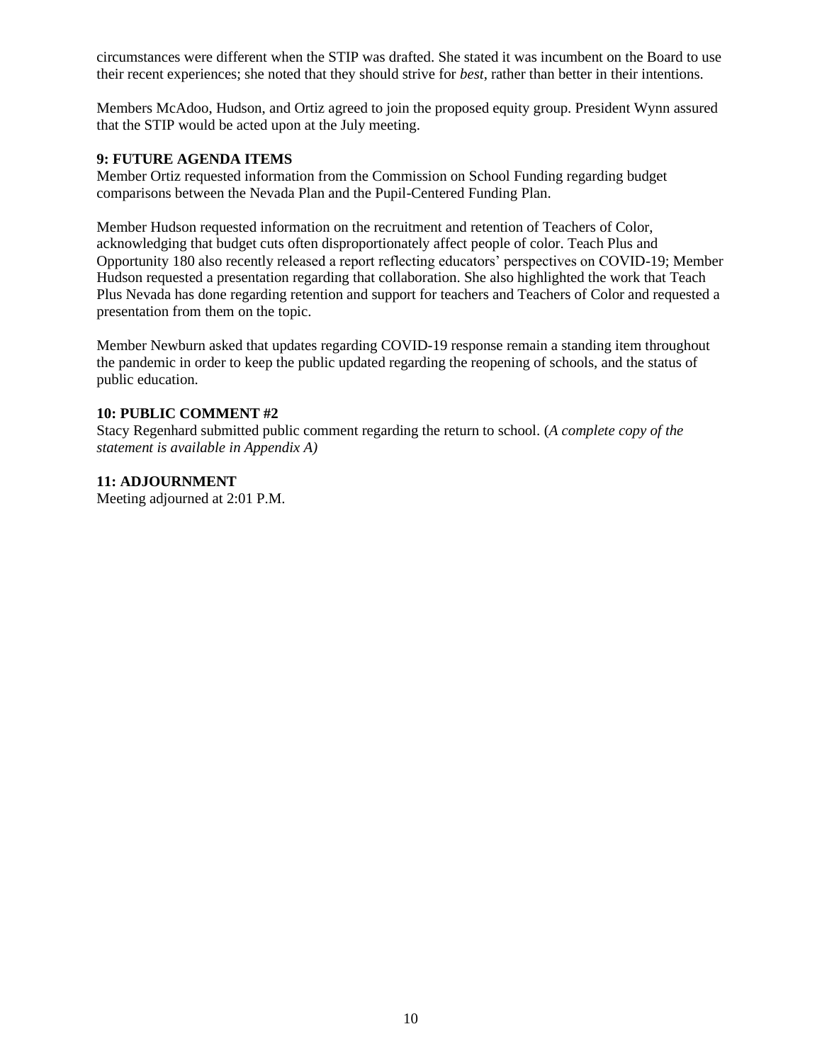circumstances were different when the STIP was drafted. She stated it was incumbent on the Board to use their recent experiences; she noted that they should strive for *best*, rather than better in their intentions.

Members McAdoo, Hudson, and Ortiz agreed to join the proposed equity group. President Wynn assured that the STIP would be acted upon at the July meeting.

**9: FUTURE AGENDA ITEMS**

Member Ortiz requested information from the Commission on School Funding regarding budget comparisons between the Nevada Plan and the Pupil-Centered Funding Plan.

Member Hudson requested information on the recruitment and retention of Teachers of Color, acknowledging that budget cuts often disproportionately affect people of color. Teach Plus and Opportunity 180 also recently released a report reflecting educators' perspectives on COVID-19; Member Hudson requested a presentation regarding that collaboration. She also highlighted the work that Teach Plus Nevada has done regarding retention and support for teachers and Teachers of Color and requested a presentation from them on the topic.

Member Newburn asked that updates regarding COVID-19 response remain a standing item throughout the pandemic in order to keep the public updated regarding the reopening of schools, and the status of public education.

**10: PUBLIC COMMENT #2**

Stacy Regenhard submitted public comment regarding the return to school. (*A complete copy of the statement is available in Appendix A)*

**11: ADJOURNMENT**

Meeting adjourned at 2:01 P.M.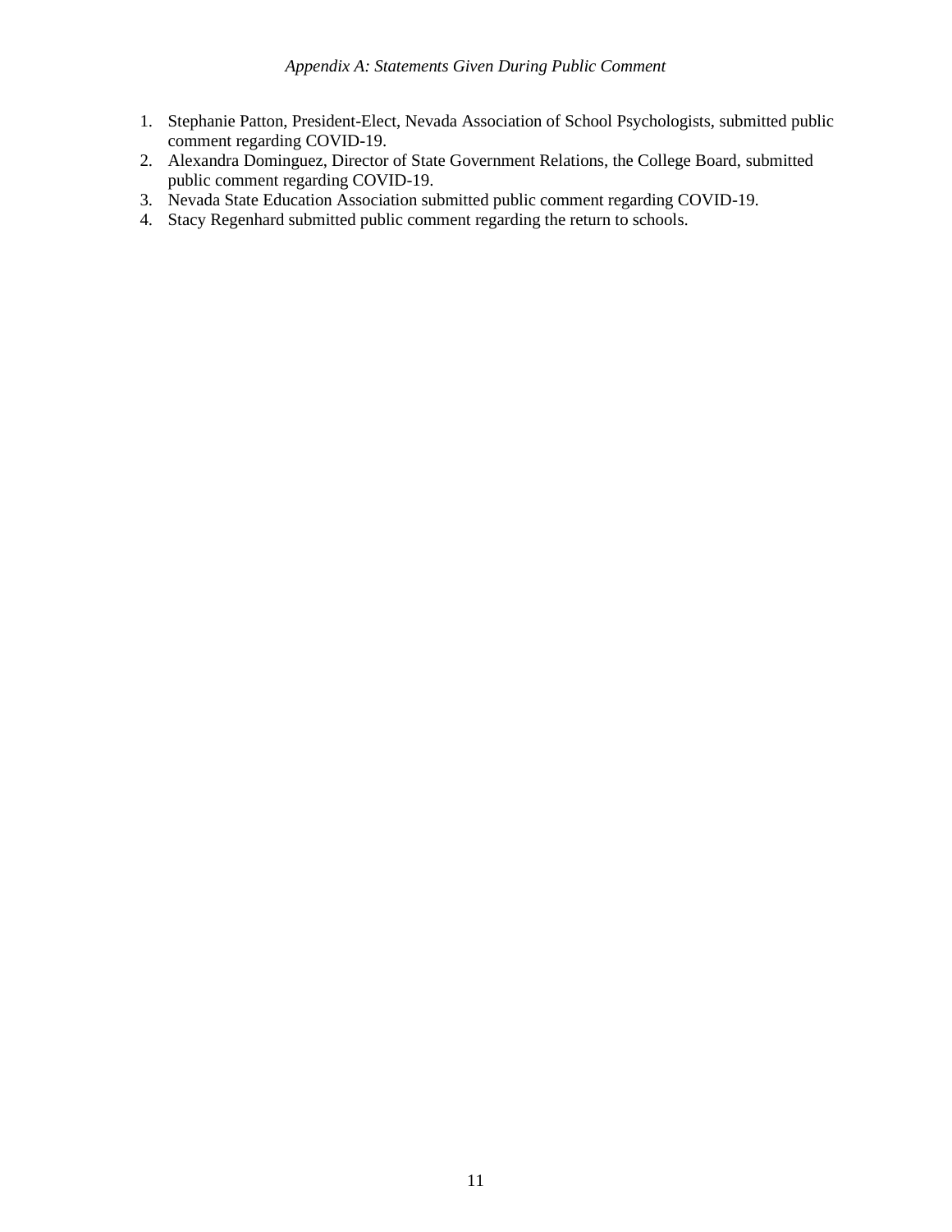*Appendix A: Statements Given During Public Comment*

1. Stephanie Patton, President-Elect, Nevada Association of School Psychologists, submitted public comment regarding COVID-19.
2. Alexandra Dominguez, Director of State Government Relations, the College Board, submitted public comment regarding COVID-19.
3. Nevada State Education Association submitted public comment regarding COVID-19.
4. Stacy Regenhard submitted public comment regarding the return to schools.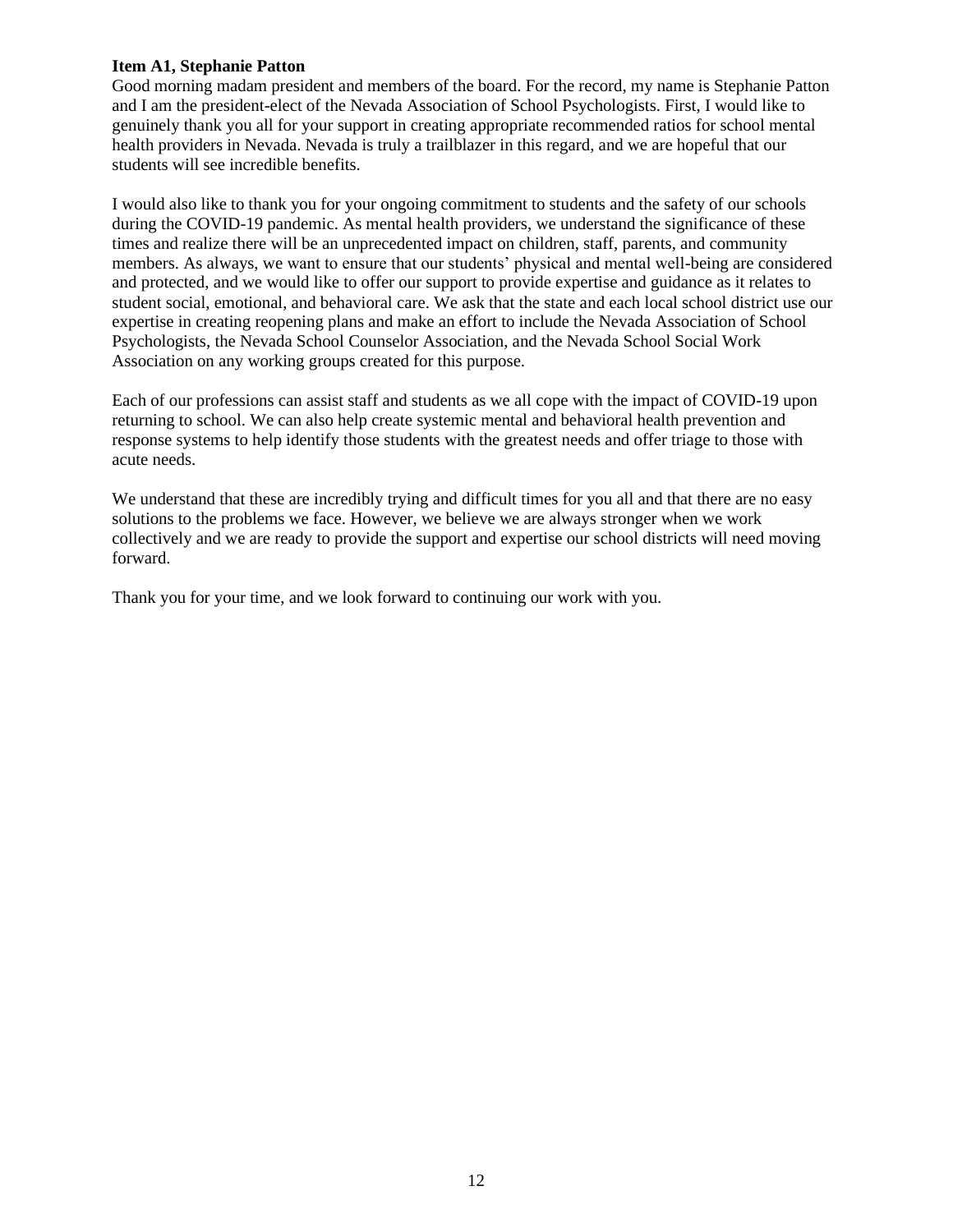**Item A1, Stephanie Patton**

Good morning madam president and members of the board. For the record, my name is Stephanie Patton and I am the president-elect of the Nevada Association of School Psychologists. First, I would like to genuinely thank you all for your support in creating appropriate recommended ratios for school mental health providers in Nevada. Nevada is truly a trailblazer in this regard, and we are hopeful that our students will see incredible benefits.

I would also like to thank you for your ongoing commitment to students and the safety of our schools during the COVID-19 pandemic. As mental health providers, we understand the significance of these times and realize there will be an unprecedented impact on children, staff, parents, and community members. As always, we want to ensure that our students' physical and mental well-being are considered and protected, and we would like to offer our support to provide expertise and guidance as it relates to student social, emotional, and behavioral care. We ask that the state and each local school district use our expertise in creating reopening plans and make an effort to include the Nevada Association of School Psychologists, the Nevada School Counselor Association, and the Nevada School Social Work Association on any working groups created for this purpose.

Each of our professions can assist staff and students as we all cope with the impact of COVID-19 upon returning to school. We can also help create systemic mental and behavioral health prevention and response systems to help identify those students with the greatest needs and offer triage to those with acute needs.

We understand that these are incredibly trying and difficult times for you all and that there are no easy solutions to the problems we face. However, we believe we are always stronger when we work collectively and we are ready to provide the support and expertise our school districts will need moving forward.

Thank you for your time, and we look forward to continuing our work with you.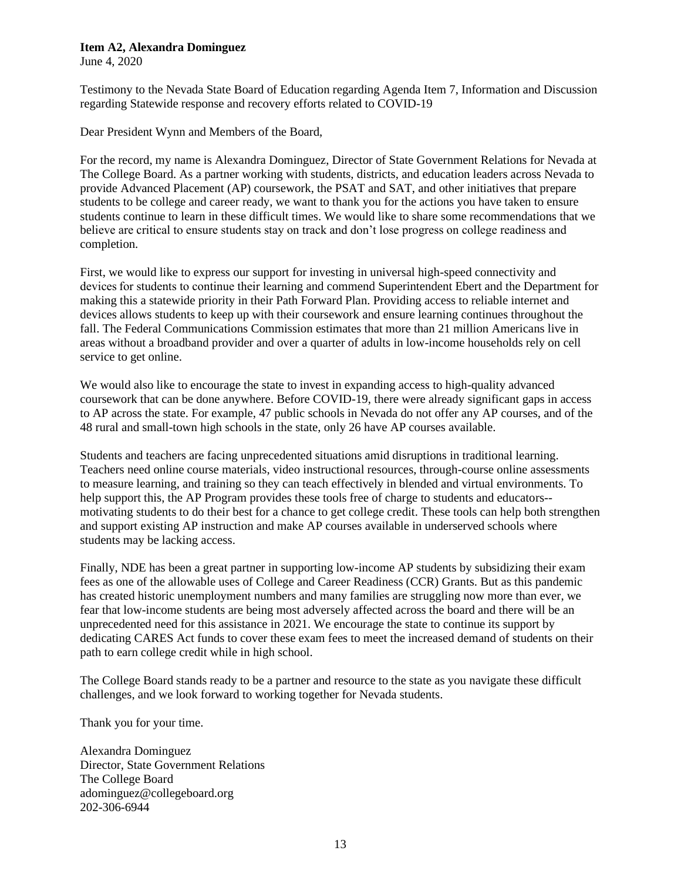**Item A2, Alexandra Dominguez**
June 4, 2020

Testimony to the Nevada State Board of Education regarding Agenda Item 7, Information and Discussion regarding Statewide response and recovery efforts related to COVID-19

Dear President Wynn and Members of the Board,

For the record, my name is Alexandra Dominguez, Director of State Government Relations for Nevada at The College Board. As a partner working with students, districts, and education leaders across Nevada to provide Advanced Placement (AP) coursework, the PSAT and SAT, and other initiatives that prepare students to be college and career ready, we want to thank you for the actions you have taken to ensure students continue to learn in these difficult times. We would like to share some recommendations that we believe are critical to ensure students stay on track and don't lose progress on college readiness and completion.

First, we would like to express our support for investing in universal high-speed connectivity and devices for students to continue their learning and commend Superintendent Ebert and the Department for making this a statewide priority in their Path Forward Plan. Providing access to reliable internet and devices allows students to keep up with their coursework and ensure learning continues throughout the fall. The Federal Communications Commission estimates that more than 21 million Americans live in areas without a broadband provider and over a quarter of adults in low-income households rely on cell service to get online.

We would also like to encourage the state to invest in expanding access to high-quality advanced coursework that can be done anywhere. Before COVID-19, there were already significant gaps in access to AP across the state. For example, 47 public schools in Nevada do not offer any AP courses, and of the 48 rural and small-town high schools in the state, only 26 have AP courses available.

Students and teachers are facing unprecedented situations amid disruptions in traditional learning. Teachers need online course materials, video instructional resources, through-course online assessments to measure learning, and training so they can teach effectively in blended and virtual environments. To help support this, the AP Program provides these tools free of charge to students and educators--motivating students to do their best for a chance to get college credit. These tools can help both strengthen and support existing AP instruction and make AP courses available in underserved schools where students may be lacking access.

Finally, NDE has been a great partner in supporting low-income AP students by subsidizing their exam fees as one of the allowable uses of College and Career Readiness (CCR) Grants. But as this pandemic has created historic unemployment numbers and many families are struggling now more than ever, we fear that low-income students are being most adversely affected across the board and there will be an unprecedented need for this assistance in 2021. We encourage the state to continue its support by dedicating CARES Act funds to cover these exam fees to meet the increased demand of students on their path to earn college credit while in high school.

The College Board stands ready to be a partner and resource to the state as you navigate these difficult challenges, and we look forward to working together for Nevada students.

Thank you for your time.

Alexandra Dominguez
Director, State Government Relations
The College Board
adominguez@collegeboard.org
202-306-6944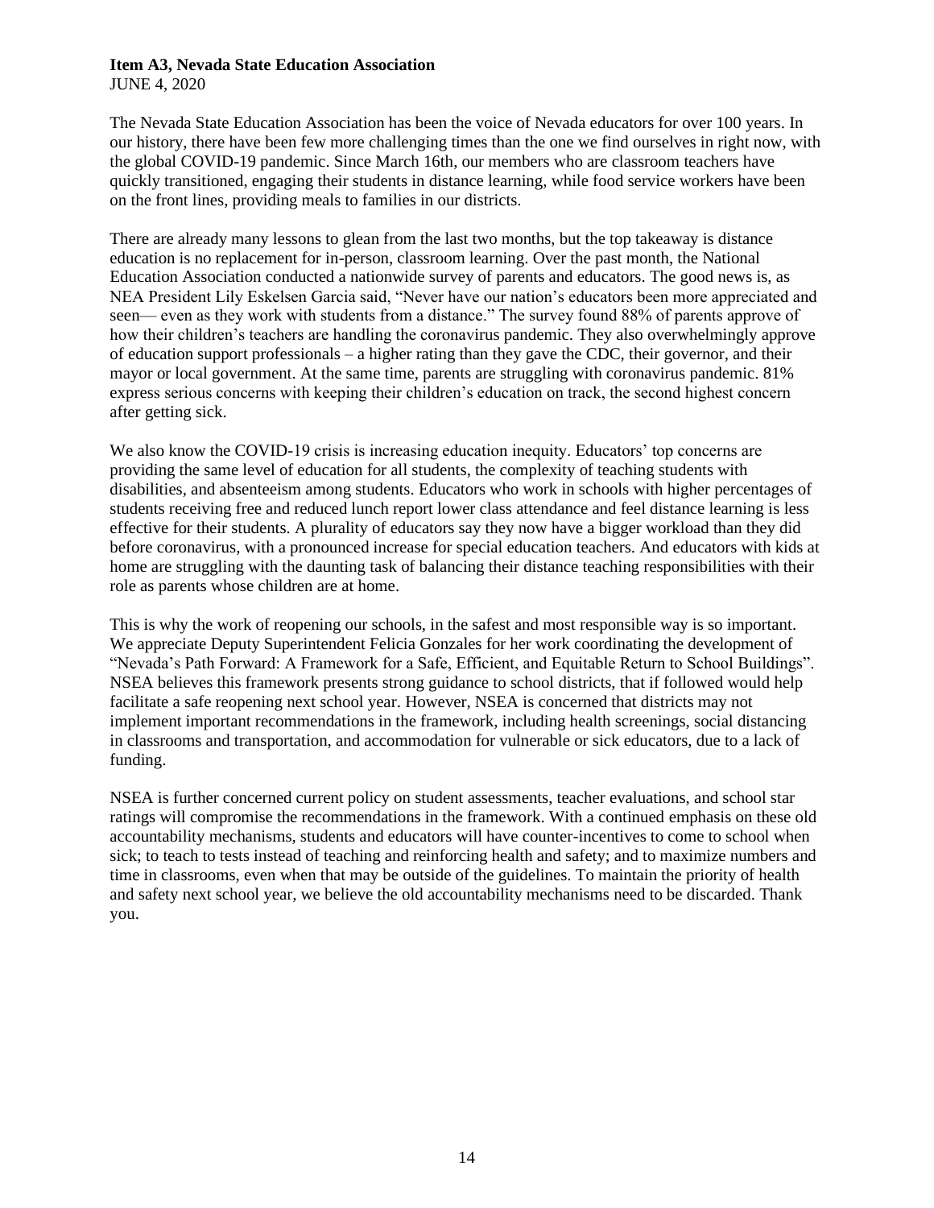**Item A3, Nevada State Education Association**
JUNE 4, 2020

The Nevada State Education Association has been the voice of Nevada educators for over 100 years. In our history, there have been few more challenging times than the one we find ourselves in right now, with the global COVID-19 pandemic. Since March 16th, our members who are classroom teachers have quickly transitioned, engaging their students in distance learning, while food service workers have been on the front lines, providing meals to families in our districts.

There are already many lessons to glean from the last two months, but the top takeaway is distance education is no replacement for in-person, classroom learning. Over the past month, the National Education Association conducted a nationwide survey of parents and educators. The good news is, as NEA President Lily Eskelsen Garcia said, "Never have our nation's educators been more appreciated and seen— even as they work with students from a distance." The survey found 88% of parents approve of how their children's teachers are handling the coronavirus pandemic. They also overwhelmingly approve of education support professionals – a higher rating than they gave the CDC, their governor, and their mayor or local government. At the same time, parents are struggling with coronavirus pandemic. 81% express serious concerns with keeping their children's education on track, the second highest concern after getting sick.

We also know the COVID-19 crisis is increasing education inequity. Educators' top concerns are providing the same level of education for all students, the complexity of teaching students with disabilities, and absenteeism among students. Educators who work in schools with higher percentages of students receiving free and reduced lunch report lower class attendance and feel distance learning is less effective for their students. A plurality of educators say they now have a bigger workload than they did before coronavirus, with a pronounced increase for special education teachers. And educators with kids at home are struggling with the daunting task of balancing their distance teaching responsibilities with their role as parents whose children are at home.

This is why the work of reopening our schools, in the safest and most responsible way is so important. We appreciate Deputy Superintendent Felicia Gonzales for her work coordinating the development of "Nevada's Path Forward: A Framework for a Safe, Efficient, and Equitable Return to School Buildings". NSEA believes this framework presents strong guidance to school districts, that if followed would help facilitate a safe reopening next school year. However, NSEA is concerned that districts may not implement important recommendations in the framework, including health screenings, social distancing in classrooms and transportation, and accommodation for vulnerable or sick educators, due to a lack of funding.

NSEA is further concerned current policy on student assessments, teacher evaluations, and school star ratings will compromise the recommendations in the framework. With a continued emphasis on these old accountability mechanisms, students and educators will have counter-incentives to come to school when sick; to teach to tests instead of teaching and reinforcing health and safety; and to maximize numbers and time in classrooms, even when that may be outside of the guidelines. To maintain the priority of health and safety next school year, we believe the old accountability mechanisms need to be discarded. Thank you.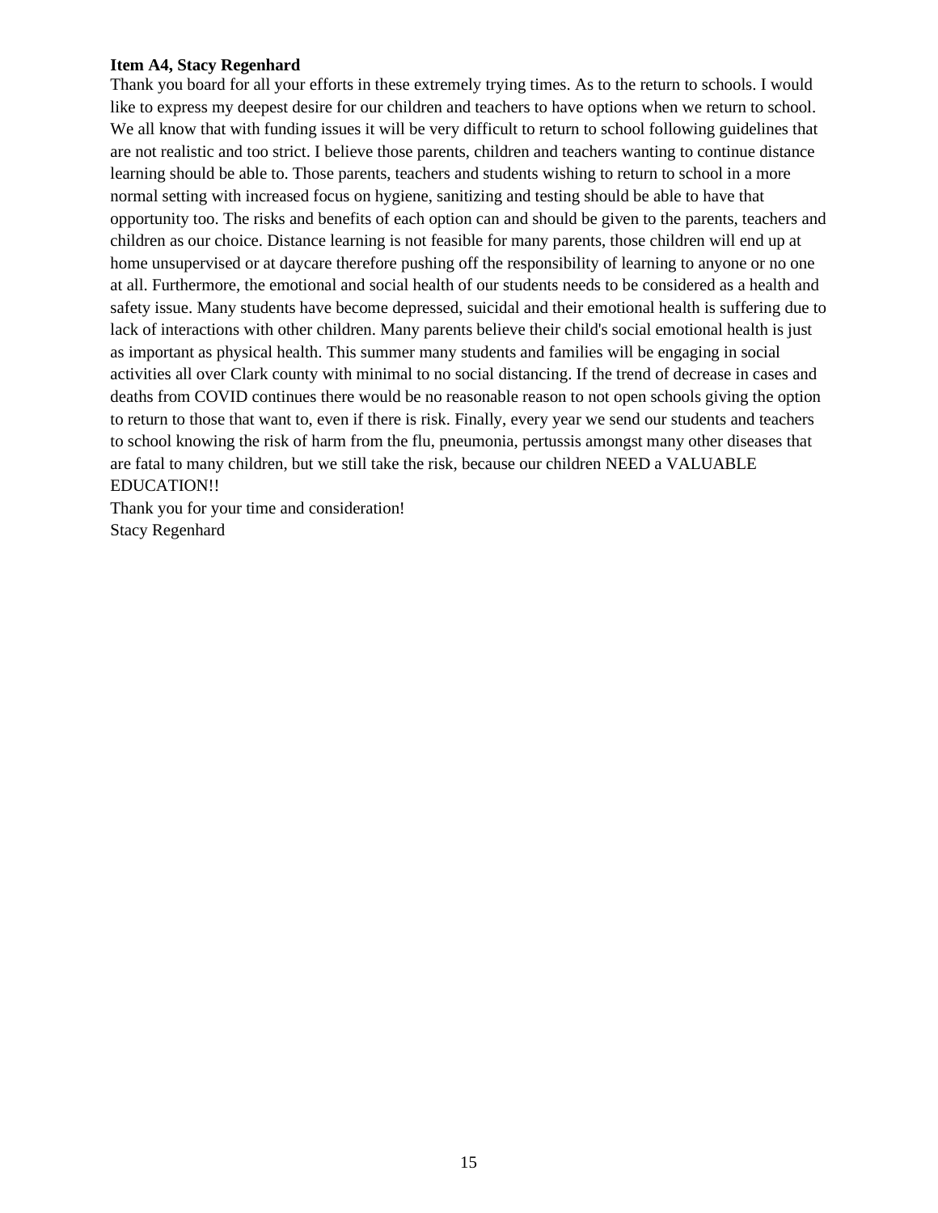**Item A4, Stacy Regenhard**

Thank you board for all your efforts in these extremely trying times. As to the return to schools. I would like to express my deepest desire for our children and teachers to have options when we return to school. We all know that with funding issues it will be very difficult to return to school following guidelines that are not realistic and too strict. I believe those parents, children and teachers wanting to continue distance learning should be able to. Those parents, teachers and students wishing to return to school in a more normal setting with increased focus on hygiene, sanitizing and testing should be able to have that opportunity too. The risks and benefits of each option can and should be given to the parents, teachers and children as our choice. Distance learning is not feasible for many parents, those children will end up at home unsupervised or at daycare therefore pushing off the responsibility of learning to anyone or no one at all. Furthermore, the emotional and social health of our students needs to be considered as a health and safety issue. Many students have become depressed, suicidal and their emotional health is suffering due to lack of interactions with other children. Many parents believe their child's social emotional health is just as important as physical health. This summer many students and families will be engaging in social activities all over Clark county with minimal to no social distancing. If the trend of decrease in cases and deaths from COVID continues there would be no reasonable reason to not open schools giving the option to return to those that want to, even if there is risk. Finally, every year we send our students and teachers to school knowing the risk of harm from the flu, pneumonia, pertussis amongst many other diseases that are fatal to many children, but we still take the risk, because our children NEED a VALUABLE EDUCATION!!

Thank you for your time and consideration!
Stacy Regenhard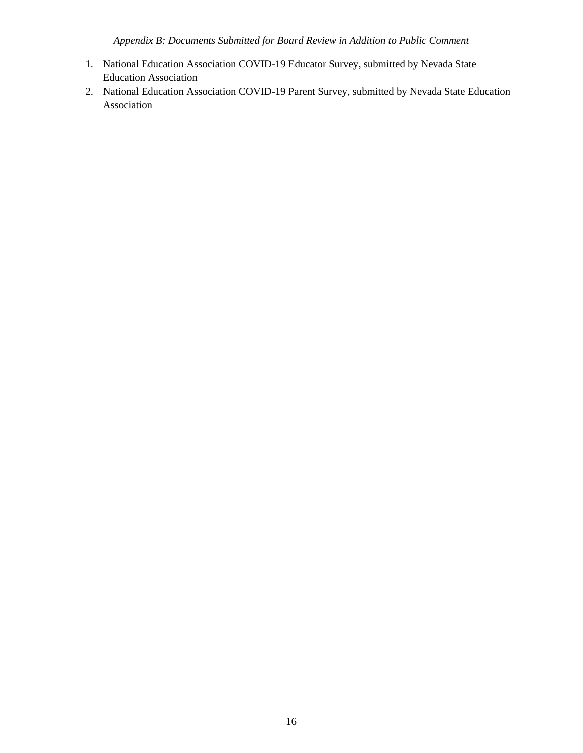*Appendix B: Documents Submitted for Board Review in Addition to Public Comment*

1. National Education Association COVID-19 Educator Survey, submitted by Nevada State Education Association
2. National Education Association COVID-19 Parent Survey, submitted by Nevada State Education Association